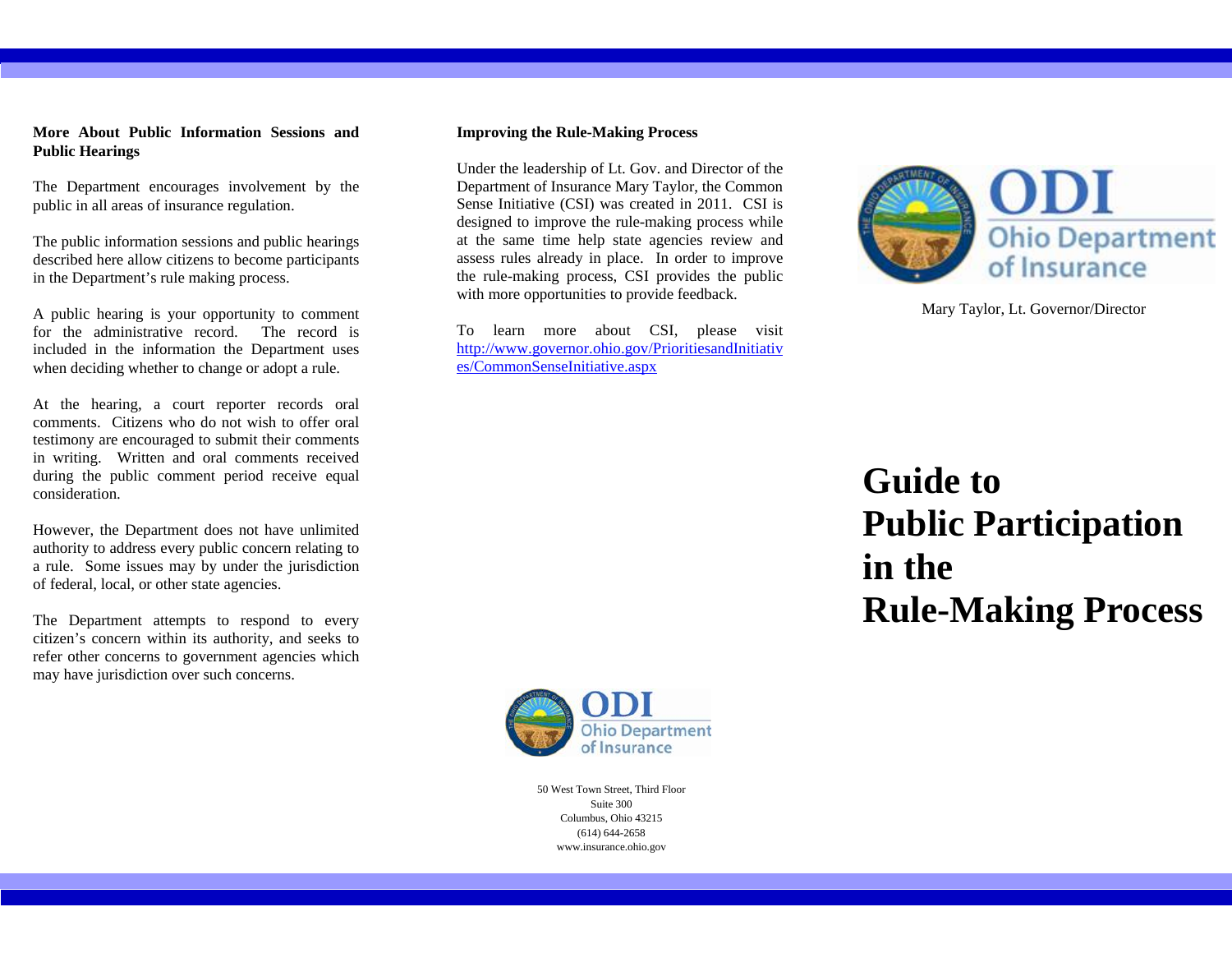### More About Public Information Sessions and Public Hearings

The Department encourages involvement by the public in all areas of insurance regulation.

The public information sessions and public hearings described here allow citizens to become participants in the Department's rule making process.

A public hearing is your opportunity to comment for the administrative record. The record is included in the information the Department uses when deciding whether to change or adopt a rule.

At the hearing, a court reporter records oral comments. Citizens who do not wish to offer oral testimony are encouraged to submit their comments in writing. Written and oral comments received during the public comment period receive equal consideration.

However, the Department does not have unlimited authority to address every public concern relating to a rule. Some issues may by under the jurisdiction of federal, local, or other state agencies.

The Department attempts to respond to every citizen's concern within its authority, and seeks to refer other concerns to government agencies which may have jurisdiction over such concerns.

### Improving the Rule-Making Process

Under the leadership of Lt. Gov. and Director of the Department of Insurance Mary Taylor, the Common Sense Initiative (CSI) was created in 2011. CSI is designed to improve the rule-making process while at the same time help state agencies review and assess rules already in place. In order to improve the rule-making process, CSI provides the public with more opportunities to provide feedback.

To learn more about CSI, please visit http://www.governor.ohio.gov/PrioritiesandInitiatives/CommonSenseInitiative.aspx

ODI Ohio Department of Insurance

50 West Town Street, Third Floor
Suite 300
Columbus, Ohio 43215
(614) 644-2658
www.insurance.ohio.gov

ODI Ohio Department of Insurance

Mary Taylor, Lt. Governor/Director

# Guide to Public Participation in the Rule-Making Process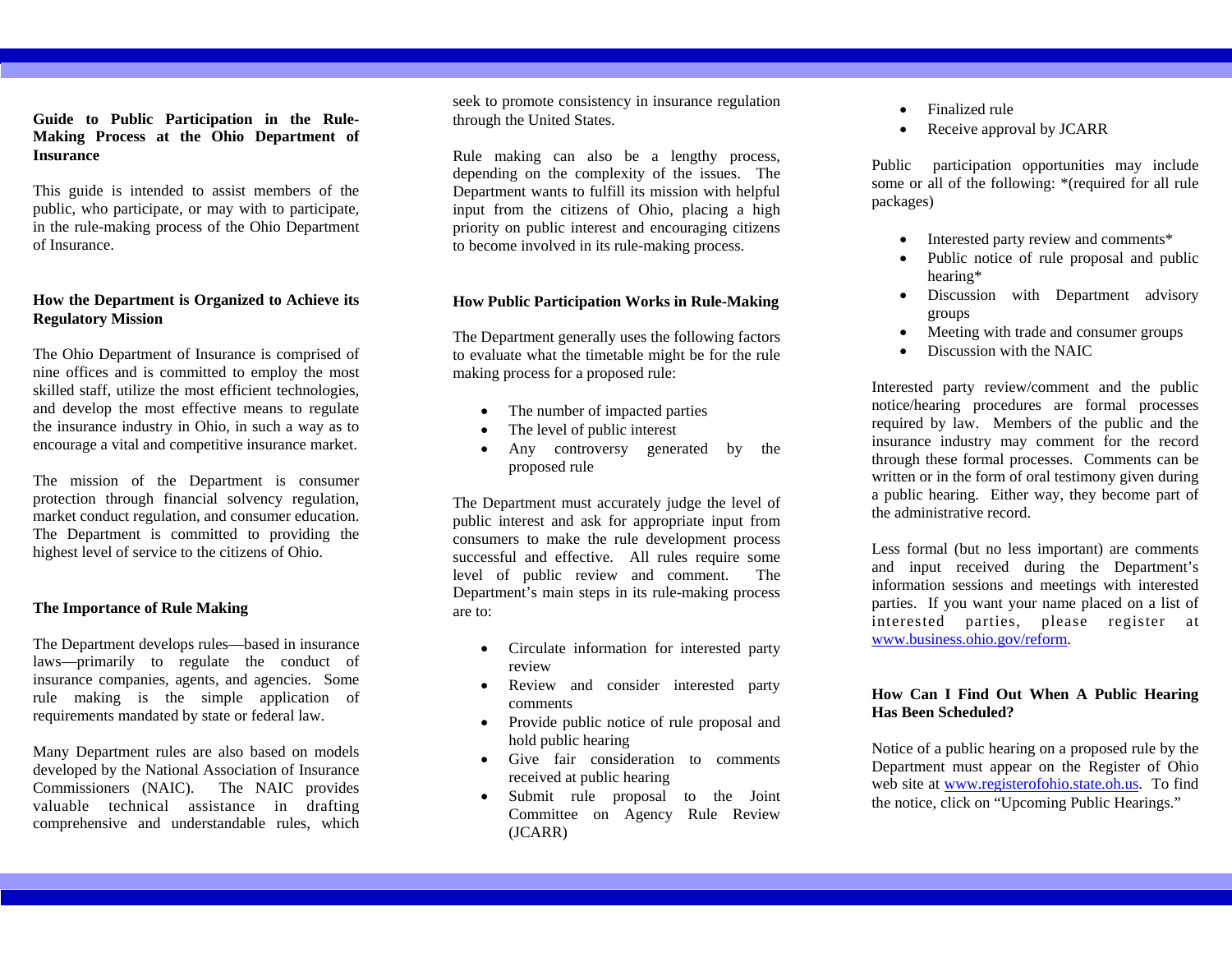**Guide to Public Participation in the Rule-Making Process at the Ohio Department of Insurance**

This guide is intended to assist members of the public, who participate, or may with to participate, in the rule-making process of the Ohio Department of Insurance.

## How the Department is Organized to Achieve its Regulatory Mission

The Ohio Department of Insurance is comprised of nine offices and is committed to employ the most skilled staff, utilize the most efficient technologies, and develop the most effective means to regulate the insurance industry in Ohio, in such a way as to encourage a vital and competitive insurance market.

The mission of the Department is consumer protection through financial solvency regulation, market conduct regulation, and consumer education. The Department is committed to providing the highest level of service to the citizens of Ohio.

## The Importance of Rule Making

The Department develops rules—based in insurance laws—primarily to regulate the conduct of insurance companies, agents, and agencies. Some rule making is the simple application of requirements mandated by state or federal law.

Many Department rules are also based on models developed by the National Association of Insurance Commissioners (NAIC). The NAIC provides valuable technical assistance in drafting comprehensive and understandable rules, which seek to promote consistency in insurance regulation through the United States.

Rule making can also be a lengthy process, depending on the complexity of the issues. The Department wants to fulfill its mission with helpful input from the citizens of Ohio, placing a high priority on public interest and encouraging citizens to become involved in its rule-making process.

## How Public Participation Works in Rule-Making

The Department generally uses the following factors to evaluate what the timetable might be for the rule making process for a proposed rule:

- The number of impacted parties
- The level of public interest
- Any controversy generated by the proposed rule

The Department must accurately judge the level of public interest and ask for appropriate input from consumers to make the rule development process successful and effective. All rules require some level of public review and comment. The Department's main steps in its rule-making process are to:

- Circulate information for interested party review
- Review and consider interested party comments
- Provide public notice of rule proposal and hold public hearing
- Give fair consideration to comments received at public hearing
- Submit rule proposal to the Joint Committee on Agency Rule Review (JCARR)
- Finalized rule
- Receive approval by JCARR

Public participation opportunities may include some or all of the following: *(required for all rule packages)

- Interested party review and comments*
- Public notice of rule proposal and public hearing*
- Discussion with Department advisory groups
- Meeting with trade and consumer groups
- Discussion with the NAIC

Interested party review/comment and the public notice/hearing procedures are formal processes required by law. Members of the public and the insurance industry may comment for the record through these formal processes. Comments can be written or in the form of oral testimony given during a public hearing. Either way, they become part of the administrative record.

Less formal (but no less important) are comments and input received during the Department's information sessions and meetings with interested parties. If you want your name placed on a list of interested parties, please register at www.business.ohio.gov/reform.

## How Can I Find Out When A Public Hearing Has Been Scheduled?

Notice of a public hearing on a proposed rule by the Department must appear on the Register of Ohio web site at www.registerofohio.state.oh.us. To find the notice, click on "Upcoming Public Hearings."